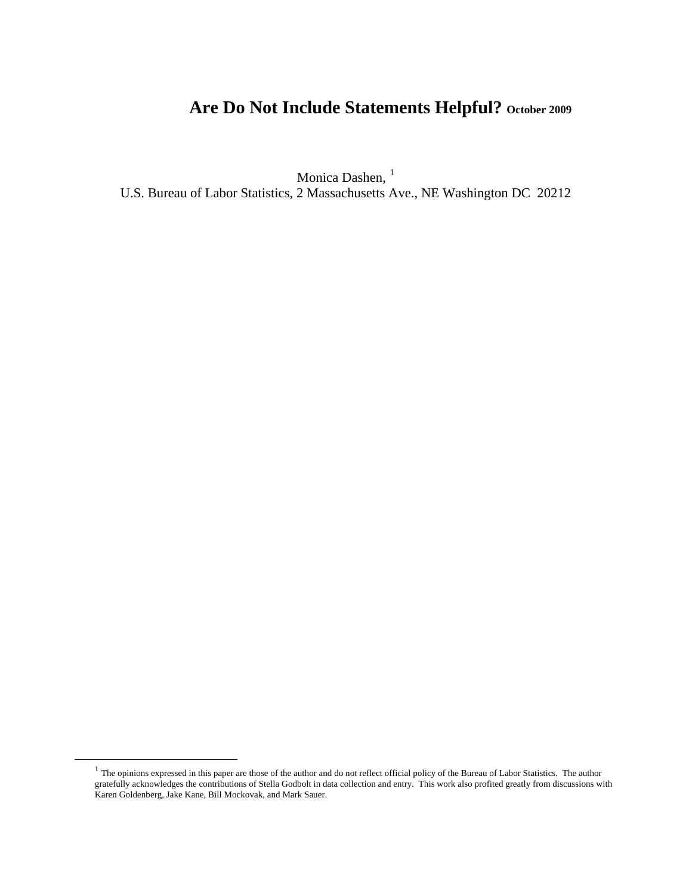# Are Do Not Include Statements Helpful? October 2009

Monica Dashen, [1]

U.S. Bureau of Labor Statistics, 2 Massachusetts Ave., NE Washington DC 20212

[1] The opinions expressed in this paper are those of the author and do not reflect official policy of the Bureau of Labor Statistics. The author gratefully acknowledges the contributions of Stella Godbolt in data collection and entry. This work also profited greatly from discussions with Karen Goldenberg, Jake Kane, Bill Mockovak, and Mark Sauer.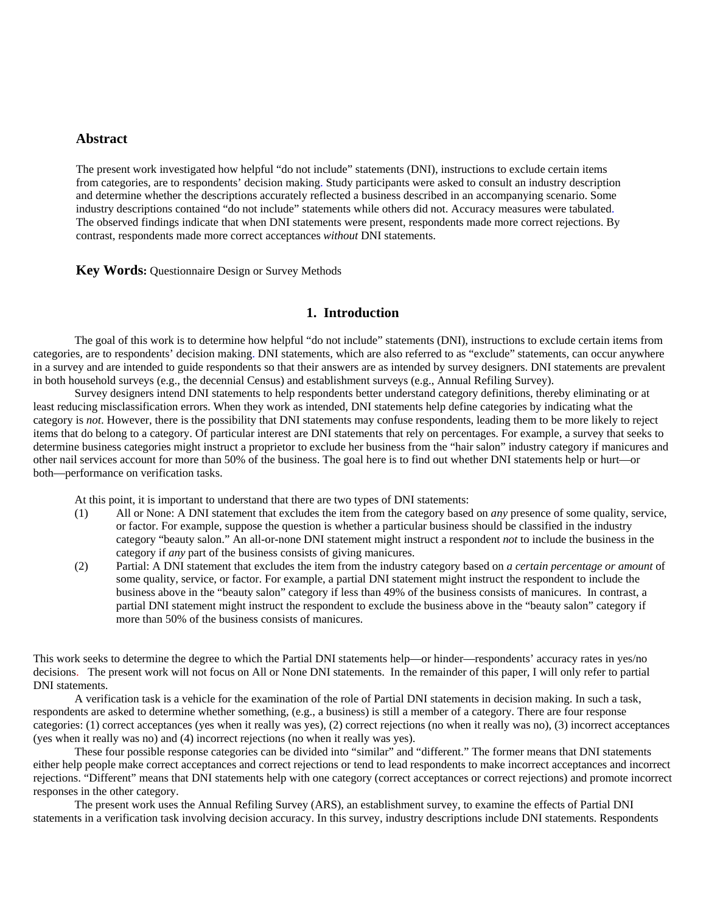## Abstract

The present work investigated how helpful "do not include" statements (DNI), instructions to exclude certain items from categories, are to respondents' decision making. Study participants were asked to consult an industry description and determine whether the descriptions accurately reflected a business described in an accompanying scenario. Some industry descriptions contained "do not include" statements while others did not. Accuracy measures were tabulated. The observed findings indicate that when DNI statements were present, respondents made more correct rejections. By contrast, respondents made more correct acceptances *without* DNI statements.

**Key Words:** Questionnaire Design or Survey Methods

## 1. Introduction

The goal of this work is to determine how helpful "do not include" statements (DNI), instructions to exclude certain items from categories, are to respondents' decision making. DNI statements, which are also referred to as "exclude" statements, can occur anywhere in a survey and are intended to guide respondents so that their answers are as intended by survey designers. DNI statements are prevalent in both household surveys (e.g., the decennial Census) and establishment surveys (e.g., Annual Refiling Survey).

Survey designers intend DNI statements to help respondents better understand category definitions, thereby eliminating or at least reducing misclassification errors. When they work as intended, DNI statements help define categories by indicating what the category is *not*. However, there is the possibility that DNI statements may confuse respondents, leading them to be more likely to reject items that do belong to a category. Of particular interest are DNI statements that rely on percentages. For example, a survey that seeks to determine business categories might instruct a proprietor to exclude her business from the "hair salon" industry category if manicures and other nail services account for more than 50% of the business. The goal here is to find out whether DNI statements help or hurt—or both—performance on verification tasks.

At this point, it is important to understand that there are two types of DNI statements:

(1) All or None: A DNI statement that excludes the item from the category based on *any* presence of some quality, service, or factor. For example, suppose the question is whether a particular business should be classified in the industry category "beauty salon." An all-or-none DNI statement might instruct a respondent *not* to include the business in the category if *any* part of the business consists of giving manicures.

(2) Partial: A DNI statement that excludes the item from the industry category based on *a certain percentage or amount* of some quality, service, or factor. For example, a partial DNI statement might instruct the respondent to include the business above in the "beauty salon" category if less than 49% of the business consists of manicures. In contrast, a partial DNI statement might instruct the respondent to exclude the business above in the "beauty salon" category if more than 50% of the business consists of manicures.

This work seeks to determine the degree to which the Partial DNI statements help—or hinder—respondents' accuracy rates in yes/no decisions. The present work will not focus on All or None DNI statements. In the remainder of this paper, I will only refer to partial DNI statements.

A verification task is a vehicle for the examination of the role of Partial DNI statements in decision making. In such a task, respondents are asked to determine whether something, (e.g., a business) is still a member of a category. There are four response categories: (1) correct acceptances (yes when it really was yes), (2) correct rejections (no when it really was no), (3) incorrect acceptances (yes when it really was no) and (4) incorrect rejections (no when it really was yes).

These four possible response categories can be divided into "similar" and "different." The former means that DNI statements either help people make correct acceptances and correct rejections or tend to lead respondents to make incorrect acceptances and incorrect rejections. "Different" means that DNI statements help with one category (correct acceptances or correct rejections) and promote incorrect responses in the other category.

The present work uses the Annual Refiling Survey (ARS), an establishment survey, to examine the effects of Partial DNI statements in a verification task involving decision accuracy. In this survey, industry descriptions include DNI statements. Respondents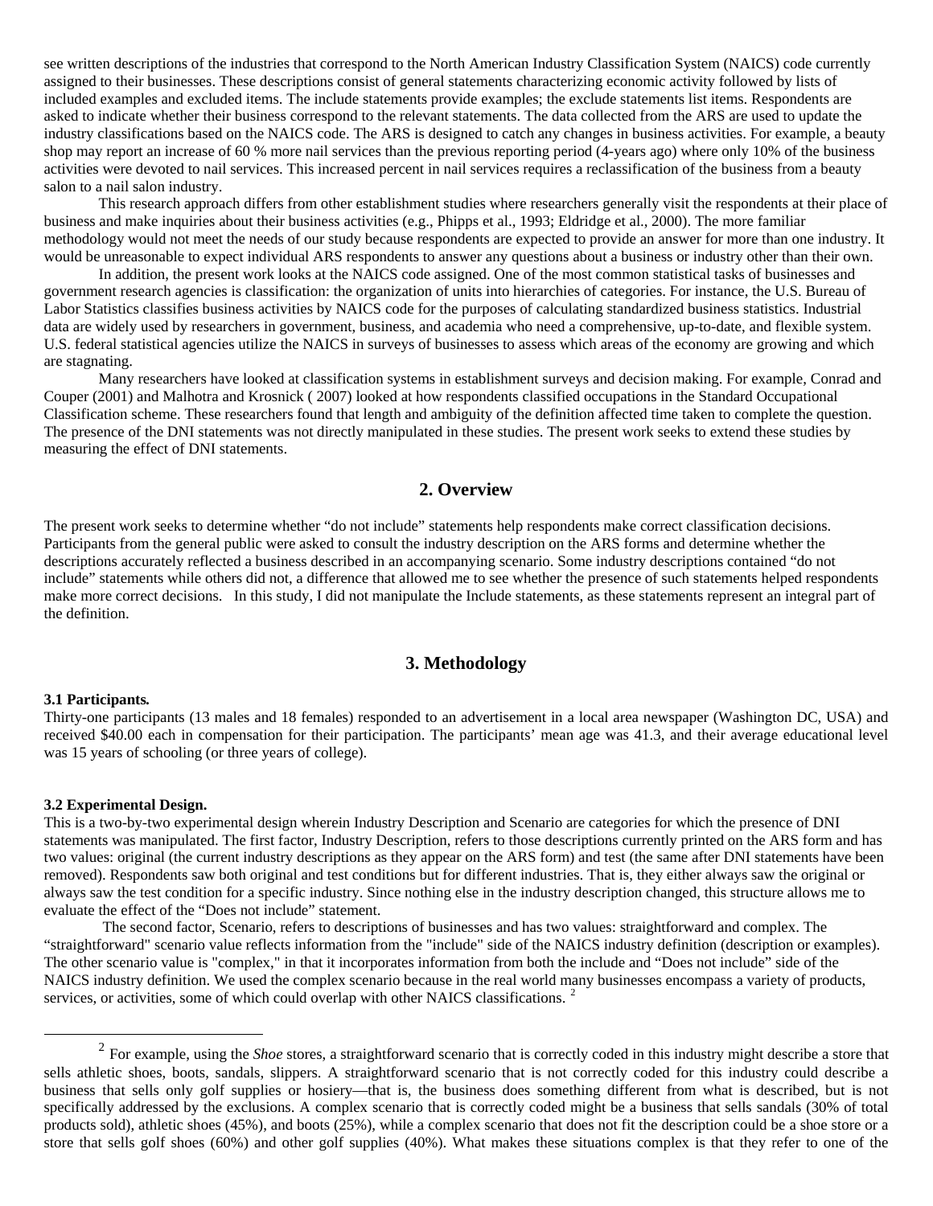see written descriptions of the industries that correspond to the North American Industry Classification System (NAICS) code currently assigned to their businesses. These descriptions consist of general statements characterizing economic activity followed by lists of included examples and excluded items. The include statements provide examples; the exclude statements list items. Respondents are asked to indicate whether their business correspond to the relevant statements. The data collected from the ARS are used to update the industry classifications based on the NAICS code. The ARS is designed to catch any changes in business activities. For example, a beauty shop may report an increase of 60 % more nail services than the previous reporting period (4-years ago) where only 10% of the business activities were devoted to nail services. This increased percent in nail services requires a reclassification of the business from a beauty salon to a nail salon industry.

This research approach differs from other establishment studies where researchers generally visit the respondents at their place of business and make inquiries about their business activities (e.g., Phipps et al., 1993; Eldridge et al., 2000). The more familiar methodology would not meet the needs of our study because respondents are expected to provide an answer for more than one industry. It would be unreasonable to expect individual ARS respondents to answer any questions about a business or industry other than their own.

In addition, the present work looks at the NAICS code assigned. One of the most common statistical tasks of businesses and government research agencies is classification: the organization of units into hierarchies of categories. For instance, the U.S. Bureau of Labor Statistics classifies business activities by NAICS code for the purposes of calculating standardized business statistics. Industrial data are widely used by researchers in government, business, and academia who need a comprehensive, up-to-date, and flexible system. U.S. federal statistical agencies utilize the NAICS in surveys of businesses to assess which areas of the economy are growing and which are stagnating.

Many researchers have looked at classification systems in establishment surveys and decision making. For example, Conrad and Couper (2001) and Malhotra and Krosnick ( 2007) looked at how respondents classified occupations in the Standard Occupational Classification scheme. These researchers found that length and ambiguity of the definition affected time taken to complete the question. The presence of the DNI statements was not directly manipulated in these studies. The present work seeks to extend these studies by measuring the effect of DNI statements.

## 2. Overview

The present work seeks to determine whether "do not include" statements help respondents make correct classification decisions. Participants from the general public were asked to consult the industry description on the ARS forms and determine whether the descriptions accurately reflected a business described in an accompanying scenario. Some industry descriptions contained "do not include" statements while others did not, a difference that allowed me to see whether the presence of such statements helped respondents make more correct decisions. In this study, I did not manipulate the Include statements, as these statements represent an integral part of the definition.

## 3. Methodology

### 3.1 Participants.

Thirty-one participants (13 males and 18 females) responded to an advertisement in a local area newspaper (Washington DC, USA) and received $40.00 each in compensation for their participation. The participants' mean age was 41.3, and their average educational level was 15 years of schooling (or three years of college).

### 3.2 Experimental Design.

This is a two-by-two experimental design wherein Industry Description and Scenario are categories for which the presence of DNI statements was manipulated. The first factor, Industry Description, refers to those descriptions currently printed on the ARS form and has two values: original (the current industry descriptions as they appear on the ARS form) and test (the same after DNI statements have been removed). Respondents saw both original and test conditions but for different industries. That is, they either always saw the original or always saw the test condition for a specific industry. Since nothing else in the industry description changed, this structure allows me to evaluate the effect of the "Does not include" statement.

The second factor, Scenario, refers to descriptions of businesses and has two values: straightforward and complex. The "straightforward" scenario value reflects information from the "include" side of the NAICS industry definition (description or examples). The other scenario value is "complex," in that it incorporates information from both the include and "Does not include" side of the NAICS industry definition. We used the complex scenario because in the real world many businesses encompass a variety of products, services, or activities, some of which could overlap with other NAICS classifications. [2]

[2] For example, using the *Shoe* stores, a straightforward scenario that is correctly coded in this industry might describe a store that sells athletic shoes, boots, sandals, slippers. A straightforward scenario that is not correctly coded for this industry could describe a business that sells only golf supplies or hosiery—that is, the business does something different from what is described, but is not specifically addressed by the exclusions. A complex scenario that is correctly coded might be a business that sells sandals (30% of total products sold), athletic shoes (45%), and boots (25%), while a complex scenario that does not fit the description could be a shoe store or a store that sells golf shoes (60%) and other golf supplies (40%). What makes these situations complex is that they refer to one of the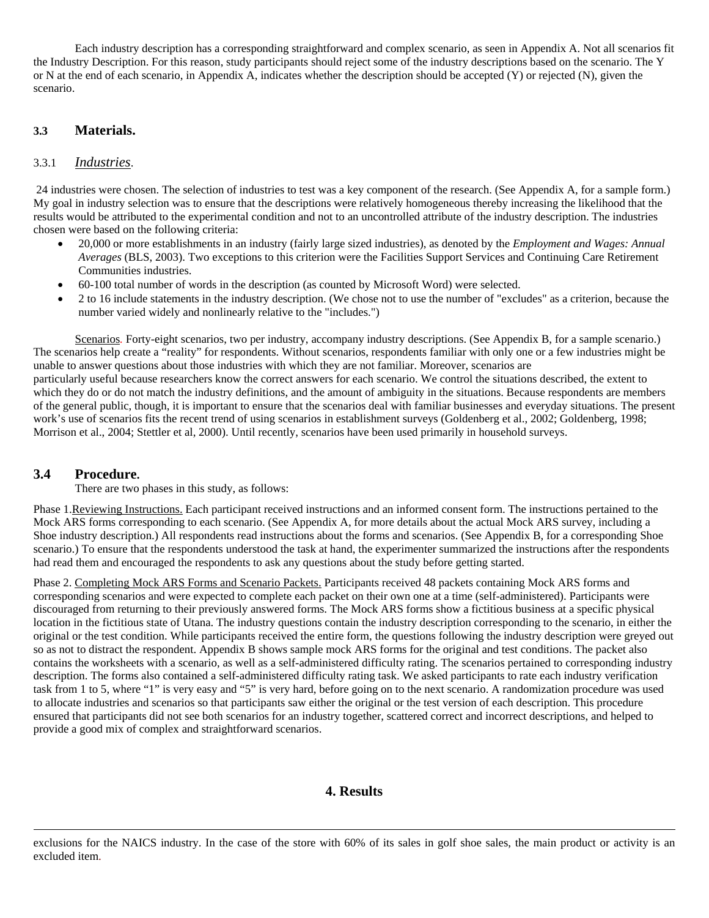Each industry description has a corresponding straightforward and complex scenario, as seen in Appendix A. Not all scenarios fit the Industry Description. For this reason, study participants should reject some of the industry descriptions based on the scenario. The Y or N at the end of each scenario, in Appendix A, indicates whether the description should be accepted (Y) or rejected (N), given the scenario.

## 3.3 Materials.

### 3.3.1 *Industries*.

24 industries were chosen. The selection of industries to test was a key component of the research. (See Appendix A, for a sample form.) My goal in industry selection was to ensure that the descriptions were relatively homogeneous thereby increasing the likelihood that the results would be attributed to the experimental condition and not to an uncontrolled attribute of the industry description. The industries chosen were based on the following criteria:

- 20,000 or more establishments in an industry (fairly large sized industries), as denoted by the *Employment and Wages: Annual Averages* (BLS, 2003). Two exceptions to this criterion were the Facilities Support Services and Continuing Care Retirement Communities industries.
- 60-100 total number of words in the description (as counted by Microsoft Word) were selected.
- 2 to 16 include statements in the industry description. (We chose not to use the number of "excludes" as a criterion, because the number varied widely and nonlinearly relative to the "includes.")

Scenarios. Forty-eight scenarios, two per industry, accompany industry descriptions. (See Appendix B, for a sample scenario.) The scenarios help create a "reality" for respondents. Without scenarios, respondents familiar with only one or a few industries might be unable to answer questions about those industries with which they are not familiar. Moreover, scenarios are particularly useful because researchers know the correct answers for each scenario. We control the situations described, the extent to which they do or do not match the industry definitions, and the amount of ambiguity in the situations. Because respondents are members of the general public, though, it is important to ensure that the scenarios deal with familiar businesses and everyday situations. The present work's use of scenarios fits the recent trend of using scenarios in establishment surveys (Goldenberg et al., 2002; Goldenberg, 1998; Morrison et al., 2004; Stettler et al, 2000). Until recently, scenarios have been used primarily in household surveys.

## 3.4 Procedure.

There are two phases in this study, as follows:

Phase 1. Reviewing Instructions. Each participant received instructions and an informed consent form. The instructions pertained to the Mock ARS forms corresponding to each scenario. (See Appendix A, for more details about the actual Mock ARS survey, including a Shoe industry description.) All respondents read instructions about the forms and scenarios. (See Appendix B, for a corresponding Shoe scenario.) To ensure that the respondents understood the task at hand, the experimenter summarized the instructions after the respondents had read them and encouraged the respondents to ask any questions about the study before getting started.

Phase 2. Completing Mock ARS Forms and Scenario Packets. Participants received 48 packets containing Mock ARS forms and corresponding scenarios and were expected to complete each packet on their own one at a time (self-administered). Participants were discouraged from returning to their previously answered forms. The Mock ARS forms show a fictitious business at a specific physical location in the fictitious state of Utana. The industry questions contain the industry description corresponding to the scenario, in either the original or the test condition. While participants received the entire form, the questions following the industry description were greyed out so as not to distract the respondent. Appendix B shows sample mock ARS forms for the original and test conditions. The packet also contains the worksheets with a scenario, as well as a self-administered difficulty rating. The scenarios pertained to corresponding industry description. The forms also contained a self-administered difficulty rating task. We asked participants to rate each industry verification task from 1 to 5, where "1" is very easy and "5" is very hard, before going on to the next scenario. A randomization procedure was used to allocate industries and scenarios so that participants saw either the original or the test version of each description. This procedure ensured that participants did not see both scenarios for an industry together, scattered correct and incorrect descriptions, and helped to provide a good mix of complex and straightforward scenarios.

# 4. Results

---

exclusions for the NAICS industry. In the case of the store with 60% of its sales in golf shoe sales, the main product or activity is an excluded item.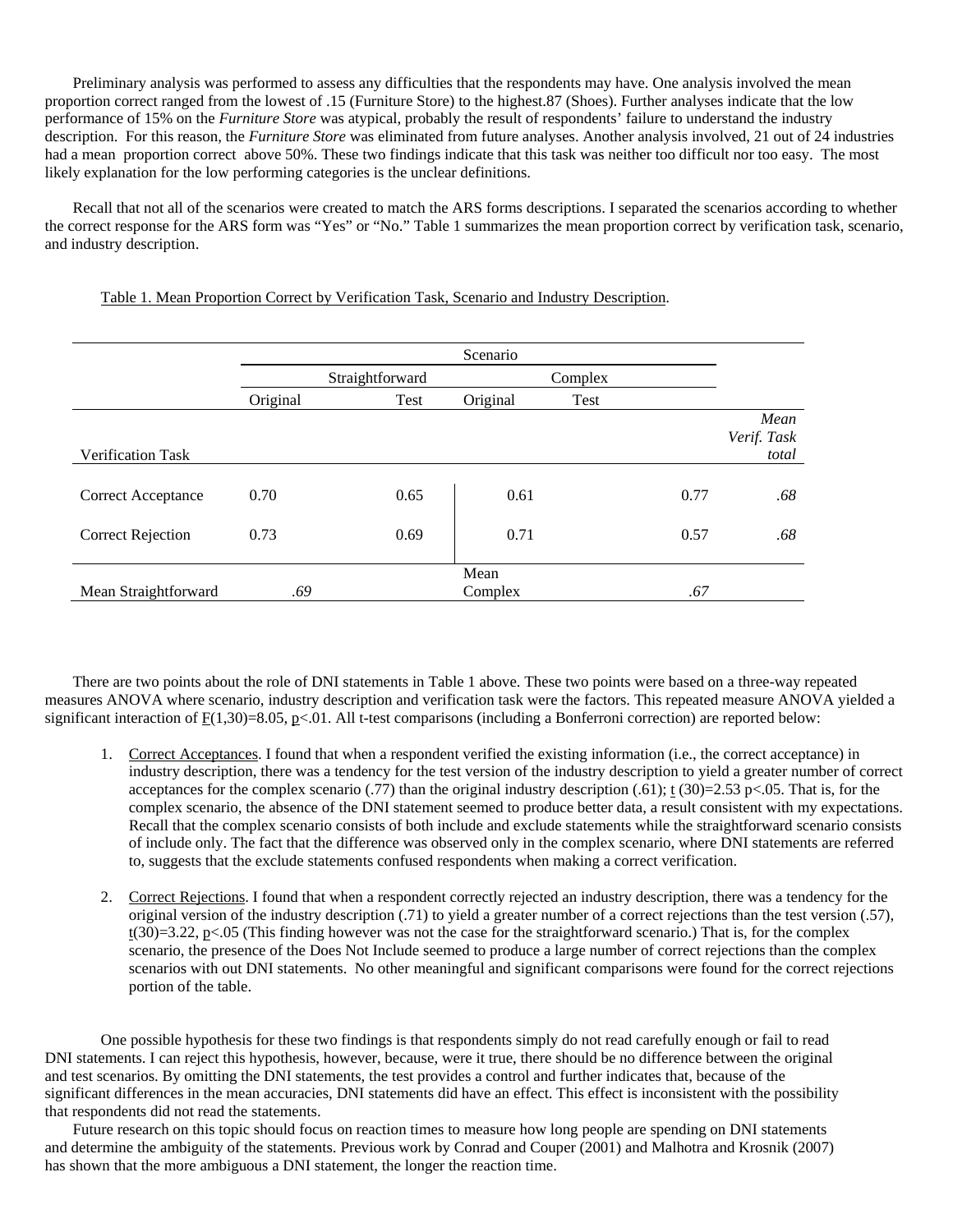Preliminary analysis was performed to assess any difficulties that the respondents may have. One analysis involved the mean proportion correct ranged from the lowest of .15 (Furniture Store) to the highest.87 (Shoes). Further analyses indicate that the low performance of 15% on the *Furniture Store* was atypical, probably the result of respondents' failure to understand the industry description. For this reason, the *Furniture Store* was eliminated from future analyses. Another analysis involved, 21 out of 24 industries had a mean proportion correct above 50%. These two findings indicate that this task was neither too difficult nor too easy. The most likely explanation for the low performing categories is the unclear definitions.

Recall that not all of the scenarios were created to match the ARS forms descriptions. I separated the scenarios according to whether the correct response for the ARS form was "Yes" or "No." Table 1 summarizes the mean proportion correct by verification task, scenario, and industry description.

Table 1. Mean Proportion Correct by Verification Task, Scenario and Industry Description.

| | Scenario | | | | |
|---|---|---|---|---|---|
| | Straightforward | | Complex | | |
| | Original | Test | Original | Test | |
| Verification Task | | | | | *Mean Verif. Task total* |
| Correct Acceptance | 0.70 | 0.65 | 0.61 | 0.77 | *.68* |
| Correct Rejection | 0.73 | 0.69 | 0.71 | 0.57 | *.68* |
| Mean Straightforward | *.69* | | Mean Complex | *.67* | |

There are two points about the role of DNI statements in Table 1 above. These two points were based on a three-way repeated measures ANOVA where scenario, industry description and verification task were the factors. This repeated measure ANOVA yielded a significant interaction of $F(1,30)=8.05$, $p<.01$. All t-test comparisons (including a Bonferroni correction) are reported below:

1. Correct Acceptances. I found that when a respondent verified the existing information (i.e., the correct acceptance) in industry description, there was a tendency for the test version of the industry description to yield a greater number of correct acceptances for the complex scenario (.77) than the original industry description (.61); $t(30)=2.53$ $p<.05$. That is, for the complex scenario, the absence of the DNI statement seemed to produce better data, a result consistent with my expectations. Recall that the complex scenario consists of both include and exclude statements while the straightforward scenario consists of include only. The fact that the difference was observed only in the complex scenario, where DNI statements are referred to, suggests that the exclude statements confused respondents when making a correct verification.

2. Correct Rejections. I found that when a respondent correctly rejected an industry description, there was a tendency for the original version of the industry description (.71) to yield a greater number of a correct rejections than the test version (.57), $t(30)=3.22$, $p<.05$ (This finding however was not the case for the straightforward scenario.) That is, for the complex scenario, the presence of the Does Not Include seemed to produce a large number of correct rejections than the complex scenarios with out DNI statements. No other meaningful and significant comparisons were found for the correct rejections portion of the table.

One possible hypothesis for these two findings is that respondents simply do not read carefully enough or fail to read DNI statements. I can reject this hypothesis, however, because, were it true, there should be no difference between the original and test scenarios. By omitting the DNI statements, the test provides a control and further indicates that, because of the significant differences in the mean accuracies, DNI statements did have an effect. This effect is inconsistent with the possibility that respondents did not read the statements.

Future research on this topic should focus on reaction times to measure how long people are spending on DNI statements and determine the ambiguity of the statements. Previous work by Conrad and Couper (2001) and Malhotra and Krosnik (2007) has shown that the more ambiguous a DNI statement, the longer the reaction time.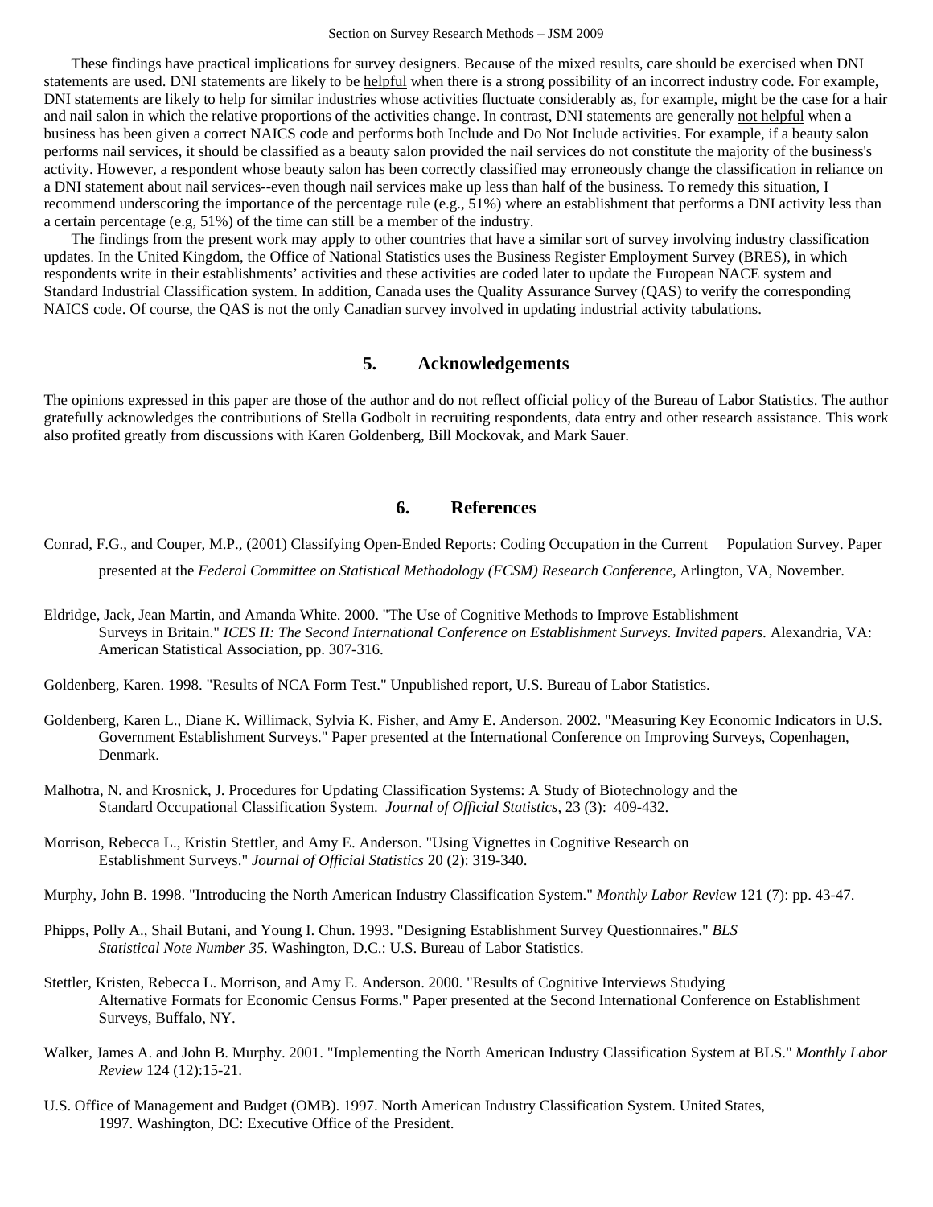These findings have practical implications for survey designers. Because of the mixed results, care should be exercised when DNI statements are used. DNI statements are likely to be <u>helpful</u> when there is a strong possibility of an incorrect industry code. For example, DNI statements are likely to help for similar industries whose activities fluctuate considerably as, for example, might be the case for a hair and nail salon in which the relative proportions of the activities change. In contrast, DNI statements are generally <u>not helpful</u> when a business has been given a correct NAICS code and performs both Include and Do Not Include activities. For example, if a beauty salon performs nail services, it should be classified as a beauty salon provided the nail services do not constitute the majority of the business's activity. However, a respondent whose beauty salon has been correctly classified may erroneously change the classification in reliance on a DNI statement about nail services--even though nail services make up less than half of the business. To remedy this situation, I recommend underscoring the importance of the percentage rule (e.g., 51%) where an establishment that performs a DNI activity less than a certain percentage (e.g, 51%) of the time can still be a member of the industry.

The findings from the present work may apply to other countries that have a similar sort of survey involving industry classification updates. In the United Kingdom, the Office of National Statistics uses the Business Register Employment Survey (BRES), in which respondents write in their establishments' activities and these activities are coded later to update the European NACE system and Standard Industrial Classification system. In addition, Canada uses the Quality Assurance Survey (QAS) to verify the corresponding NAICS code. Of course, the QAS is not the only Canadian survey involved in updating industrial activity tabulations.

## 5. Acknowledgements

The opinions expressed in this paper are those of the author and do not reflect official policy of the Bureau of Labor Statistics. The author gratefully acknowledges the contributions of Stella Godbolt in recruiting respondents, data entry and other research assistance. This work also profited greatly from discussions with Karen Goldenberg, Bill Mockovak, and Mark Sauer.

## 6. References

Conrad, F.G., and Couper, M.P., (2001) Classifying Open-Ended Reports: Coding Occupation in the Current Population Survey. Paper presented at the *Federal Committee on Statistical Methodology (FCSM) Research Conference*, Arlington, VA, November.

Eldridge, Jack, Jean Martin, and Amanda White. 2000. "The Use of Cognitive Methods to Improve Establishment Surveys in Britain." *ICES II: The Second International Conference on Establishment Surveys. Invited papers.* Alexandria, VA: American Statistical Association, pp. 307-316.

Goldenberg, Karen. 1998. "Results of NCA Form Test." Unpublished report, U.S. Bureau of Labor Statistics.

Goldenberg, Karen L., Diane K. Willimack, Sylvia K. Fisher, and Amy E. Anderson. 2002. "Measuring Key Economic Indicators in U.S. Government Establishment Surveys." Paper presented at the International Conference on Improving Surveys, Copenhagen, Denmark.

Malhotra, N. and Krosnick, J. Procedures for Updating Classification Systems: A Study of Biotechnology and the Standard Occupational Classification System. *Journal of Official Statistics*, 23 (3): 409-432.

Morrison, Rebecca L., Kristin Stettler, and Amy E. Anderson. "Using Vignettes in Cognitive Research on Establishment Surveys." *Journal of Official Statistics* 20 (2): 319-340.

Murphy, John B. 1998. "Introducing the North American Industry Classification System." *Monthly Labor Review* 121 (7): pp. 43-47.

Phipps, Polly A., Shail Butani, and Young I. Chun. 1993. "Designing Establishment Survey Questionnaires." *BLS Statistical Note Number 35.* Washington, D.C.: U.S. Bureau of Labor Statistics.

Stettler, Kristen, Rebecca L. Morrison, and Amy E. Anderson. 2000. "Results of Cognitive Interviews Studying Alternative Formats for Economic Census Forms." Paper presented at the Second International Conference on Establishment Surveys, Buffalo, NY.

Walker, James A. and John B. Murphy. 2001. "Implementing the North American Industry Classification System at BLS." *Monthly Labor Review* 124 (12):15-21.

U.S. Office of Management and Budget (OMB). 1997. North American Industry Classification System. United States, 1997. Washington, DC: Executive Office of the President.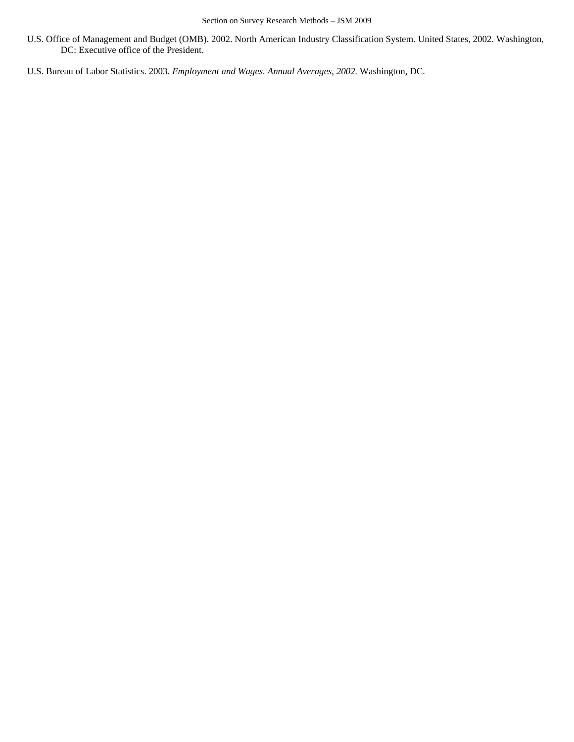U.S. Office of Management and Budget (OMB). 2002. North American Industry Classification System. United States, 2002. Washington, DC: Executive office of the President.

U.S. Bureau of Labor Statistics. 2003. *Employment and Wages. Annual Averages, 2002.* Washington, DC.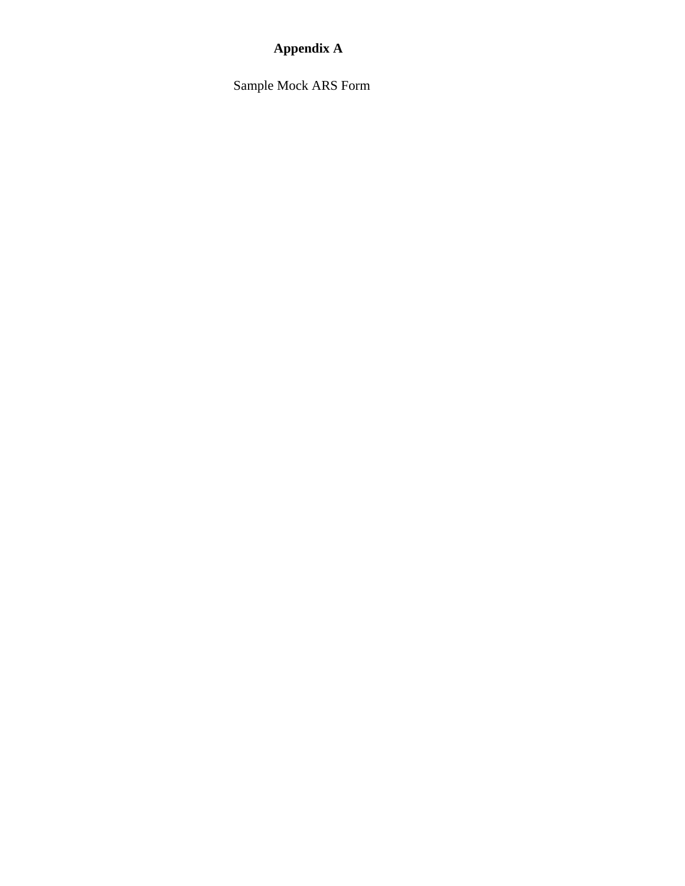# Appendix A

Sample Mock ARS Form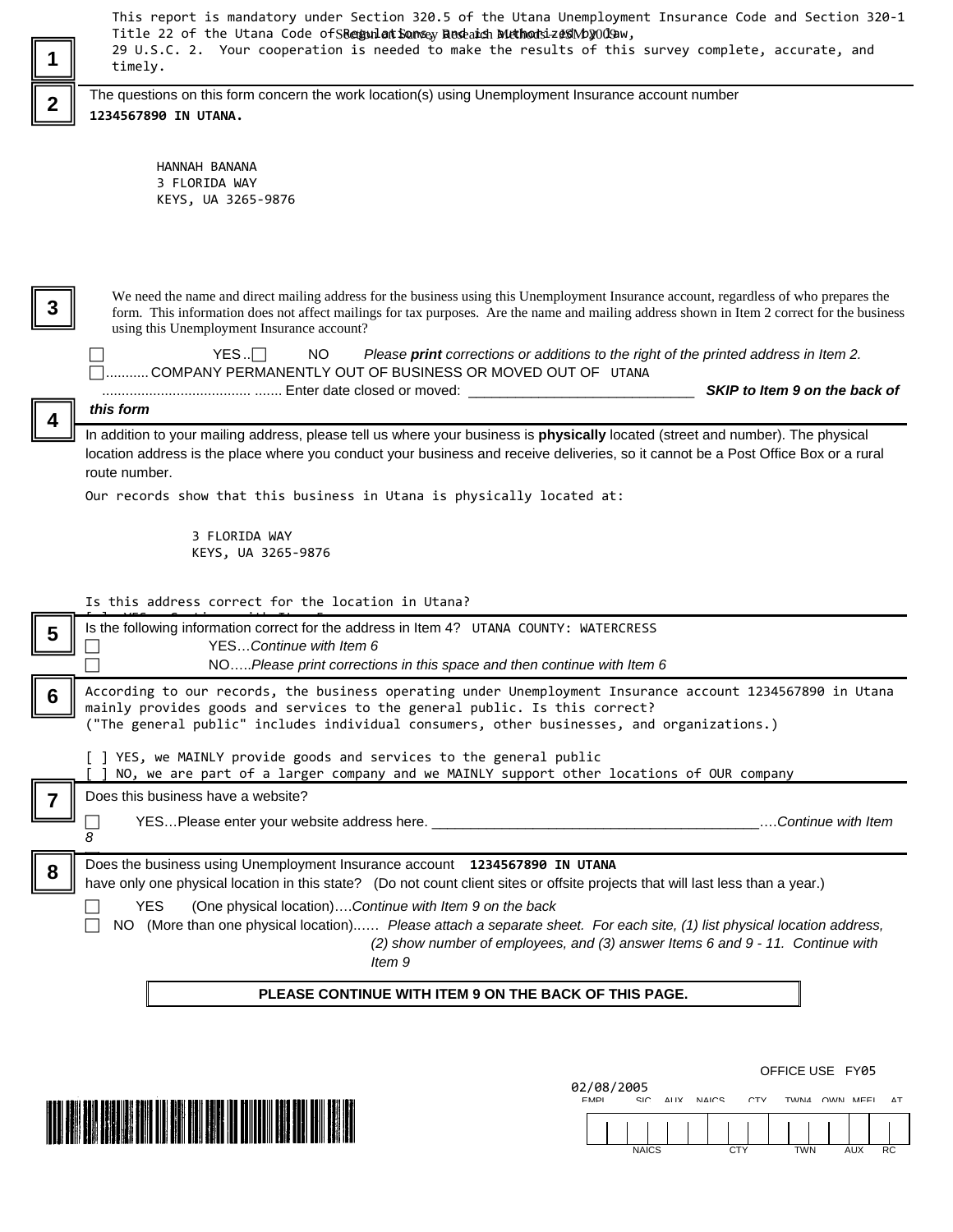**1**

This report is mandatory under Section 320.5 of the Utana Unemployment Insurance Code and Section 320-1 Title 22 of the Utana Code of Regulations, and is authorized by law, 29 U.S.C. 2. Your cooperation is needed to make the results of this survey complete, accurate, and timely.

**2**

The questions on this form concern the work location(s) using Unemployment Insurance account number **1234567890 IN UTANA.**

HANNAH BANANA
3 FLORIDA WAY
KEYS, UA 3265-9876

**3**

We need the name and direct mailing address for the business using this Unemployment Insurance account, regardless of who prepares the form. This information does not affect mailings for tax purposes. Are the name and mailing address shown in Item 2 correct for the business using this Unemployment Insurance account?

☐ YES ..☐ NO *Please **print** corrections or additions to the right of the printed address in Item 2.*

☐........... COMPANY PERMANENTLY OUT OF BUSINESS OR MOVED OUT OF UTANA
..................................... ....... Enter date closed or moved: ______________________________ ***SKIP to Item 9 on the back of this form***

**4**

In addition to your mailing address, please tell us where your business is **physically** located (street and number). The physical location address is the place where you conduct your business and receive deliveries, so it cannot be a Post Office Box or a rural route number.

Our records show that this business in Utana is physically located at:

3 FLORIDA WAY
KEYS, UA 3265-9876

Is this address correct for the location in Utana?

**5**

Is the following information correct for the address in Item 4? UTANA COUNTY: WATERCRESS

☐ YES…*Continue with Item 6*

☐ NO…..*Please print corrections in this space and then continue with Item 6*

**6**

According to our records, the business operating under Unemployment Insurance account 1234567890 in Utana mainly provides goods and services to the general public. Is this correct?
("The general public" includes individual consumers, other businesses, and organizations.)

[ ] YES, we MAINLY provide goods and services to the general public
[ ] NO, we are part of a larger company and we MAINLY support other locations of OUR company

**7**

Does this business have a website?

☐ YES…Please enter your website address here. __________________________________________….*Continue with Item 8*

**8**

Does the business using Unemployment Insurance account **1234567890 IN UTANA** have only one physical location in this state? (Do not count client sites or offsite projects that will last less than a year.)

☐ YES (One physical location)….*Continue with Item 9 on the back*

☐ NO (More than one physical location)…… *Please attach a separate sheet. For each site, (1) list physical location address, (2) show number of employees, and (3) answer Items 6 and 9 - 11. Continue with Item 9*

**PLEASE CONTINUE WITH ITEM 9 ON THE BACK OF THIS PAGE.**

OFFICE USE FY05

02/08/2005

| NAICS | CTY | TWN | AUX | RC |
|---|---|---|---|---|
| | | | | |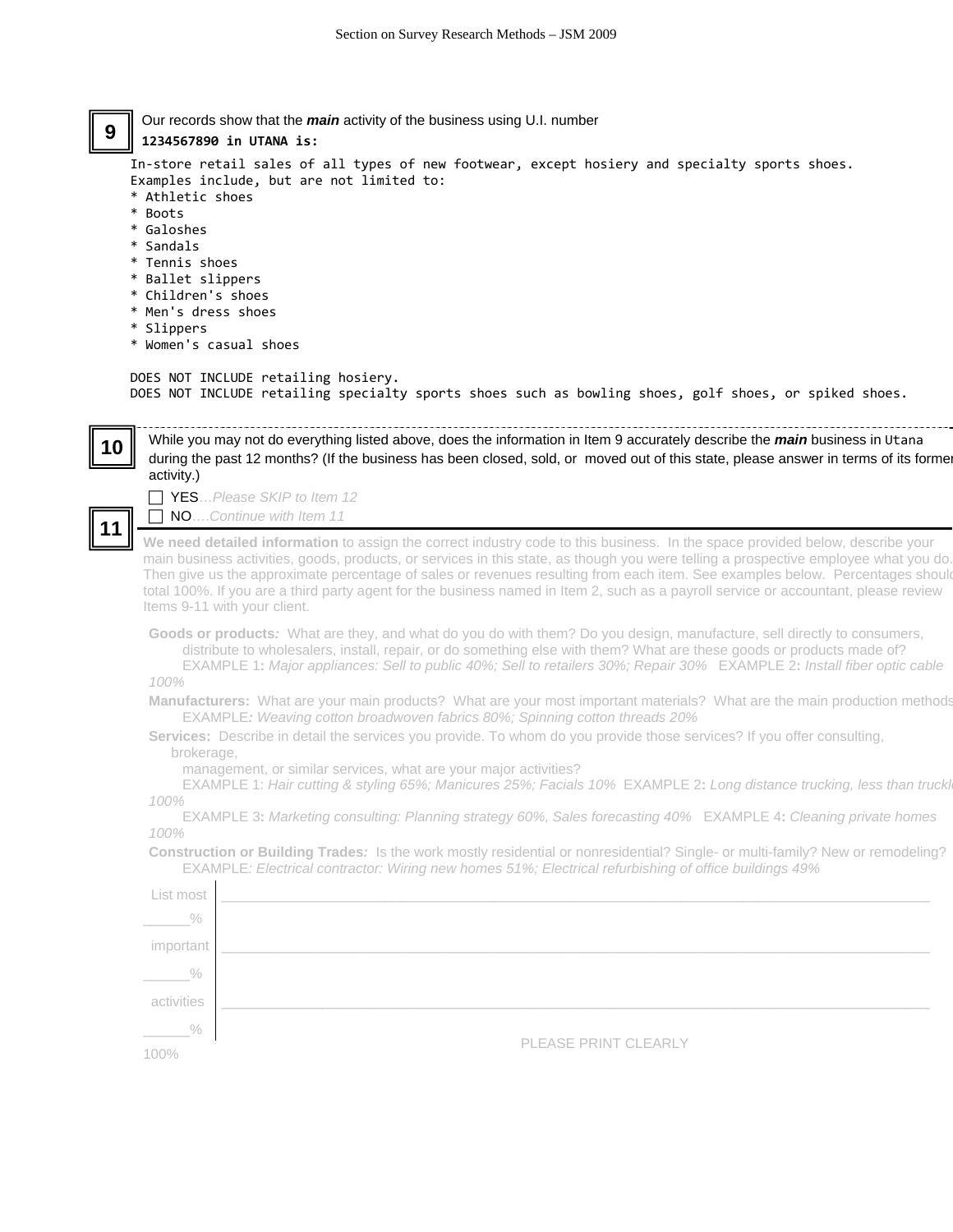**9** Our records show that the ***main*** activity of the business using U.I. number **1234567890 in UTANA is:**

```
In-store retail sales of all types of new footwear, except hosiery and specialty sports shoes.
Examples include, but are not limited to:
* Athletic shoes
* Boots
* Galoshes
* Sandals
* Tennis shoes
* Ballet slippers
* Children's shoes
* Men's dress shoes
* Slippers
* Women's casual shoes

DOES NOT INCLUDE retailing hosiery.
DOES NOT INCLUDE retailing specialty sports shoes such as bowling shoes, golf shoes, or spiked shoes.
```

---

**10** While you may not do everything listed above, does the information in Item 9 accurately describe the ***main*** business in Utana during the past 12 months? (If the business has been closed, sold, or moved out of this state, please answer in terms of its former activity.)

☐ YES…*Please SKIP to Item 12*
☐ NO….*Continue with Item 11*

**11** **We need detailed information** to assign the correct industry code to this business. In the space provided below, describe your main business activities, goods, products, or services in this state, as though you were telling a prospective employee what you do. Then give us the approximate percentage of sales or revenues resulting from each item. See examples below. Percentages should total 100%. If you are a third party agent for the business named in Item 2, such as a payroll service or accountant, please review Items 9-11 with your client.

**Goods or products***:* What are they, and what do you do with them? Do you design, manufacture, sell directly to consumers, distribute to wholesalers, install, repair, or do something else with them? What are these goods or products made of?
EXAMPLE 1**:** *Major appliances: Sell to public 40%; Sell to retailers 30%; Repair 30%* EXAMPLE 2**:** *Install fiber optic cable 100%*

**Manufacturers:** What are your main products? What are your most important materials? What are the main production methods?
EXAMPLE***:*** *Weaving cotton broadwoven fabrics 80%; Spinning cotton threads 20%*

**Services:** Describe in detail the services you provide. To whom do you provide those services? If you offer consulting, brokerage,
management, or similar services, what are your major activities?
EXAMPLE 1: *Hair cutting & styling 65%; Manicures 25%; Facials 10%* EXAMPLE 2**:** *Long distance trucking, less than truckload 100%*
EXAMPLE 3**:** *Marketing consulting: Planning strategy 60%, Sales forecasting 40%* EXAMPLE 4**:** *Cleaning private homes 100%*

**Construction or Building Trades***:* Is the work mostly residential or nonresidential? Single- or multi-family? New or remodeling?
EXAMPLE*: Electrical contractor: Wiring new homes 51%; Electrical refurbishing of office buildings 49%*

List most ______________________________
______%
important ______________________________
______%
activities ______________________________
______%
100%

PLEASE PRINT CLEARLY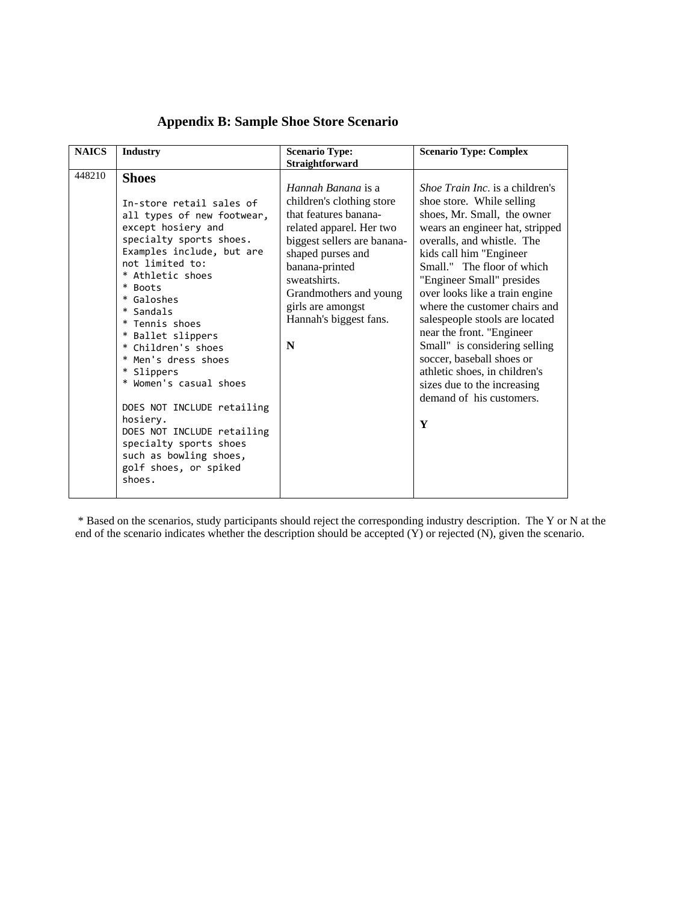## Appendix B: Sample Shoe Store Scenario

| NAICS | Industry | Scenario Type: Straightforward | Scenario Type: Complex |
|---|---|---|---|
| 448210 | **Shoes**<br><br>In-store retail sales of all types of new footwear, except hosiery and specialty sports shoes. Examples include, but are not limited to:<br>* Athletic shoes<br>* Boots<br>* Galoshes<br>* Sandals<br>* Tennis shoes<br>* Ballet slippers<br>* Children's shoes<br>* Men's dress shoes<br>* Slippers<br>* Women's casual shoes<br><br>DOES NOT INCLUDE retailing hosiery.<br>DOES NOT INCLUDE retailing specialty sports shoes such as bowling shoes, golf shoes, or spiked shoes. | *Hannah Banana* is a children's clothing store that features banana-related apparel. Her two biggest sellers are banana-shaped purses and banana-printed sweatshirts. Grandmothers and young girls are amongst Hannah's biggest fans.<br><br>**N** | *Shoe Train Inc.* is a children's shoe store. While selling shoes, Mr. Small, the owner wears an engineer hat, stripped overalls, and whistle. The kids call him "Engineer Small." The floor of which "Engineer Small" presides over looks like a train engine where the customer chairs and salespeople stools are located near the front. "Engineer Small" is considering selling soccer, baseball shoes or athletic shoes, in children's sizes due to the increasing demand of his customers.<br><br>**Y** |

* Based on the scenarios, study participants should reject the corresponding industry description. The Y or N at the end of the scenario indicates whether the description should be accepted (Y) or rejected (N), given the scenario.